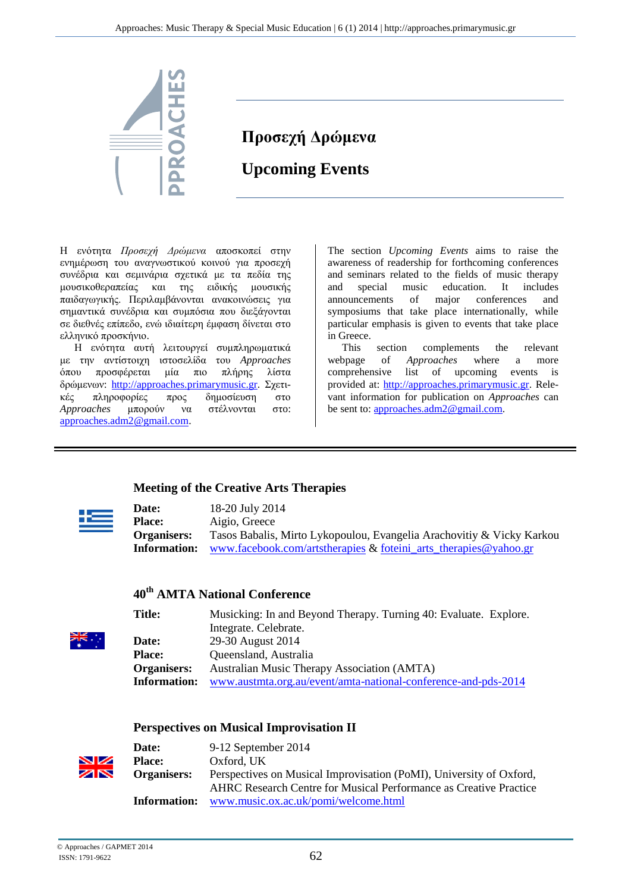# Προσεχή Δρώμενα

# Upcoming Events

Η ενότητα *Προσεχή Δρώμενα* αποσκοπεί στην ενημέρωση του αναγνωστικού κοινού για προσεχή συνέδρια και σεμινάρια σχετικά με τα πεδία της μουσικοθεραπείας και της ειδικής μουσικής παιδαγωγικής. Περιλαμβάνονται ανακοινώσεις για σημαντικά συνέδρια και συμπόσια που διεξάγονται σε διεθνές επίπεδο, ενώ ιδιαίτερη έμφαση δίνεται στο ελληνικό προσκήνιο.

Η ενότητα αυτή λειτουργεί συμπληρωματικά με την αντίστοιχη ιστοσελίδα του *Approaches* όπου προσφέρεται μία πιο πλήρης λίστα δρώμενων: http://approaches.primarymusic.gr. Σχετικές πληροφορίες προς δημοσίευση στο *Approaches* μπορούν να στέλνονται στο: approaches.adm2@gmail.com.

The section *Upcoming Events* aims to raise the awareness of readership for forthcoming conferences and seminars related to the fields of music therapy and special music education. It includes announcements of major conferences and symposiums that take place internationally, while particular emphasis is given to events that take place in Greece.

This section complements the relevant webpage of *Approaches* where a more comprehensive list of upcoming events is provided at: http://approaches.primarymusic.gr. Relevant information for publication on *Approaches* can be sent to: approaches.adm2@gmail.com.

---

### Meeting of the Creative Arts Therapies

**Date:** 18-20 July 2014
**Place:** Aigio, Greece
**Organisers:** Tasos Babalis, Mirto Lykopoulou, Evangelia Arachovitiy & Vicky Karkou
**Information:** www.facebook.com/artstherapies & foteini_arts_therapies@yahoo.gr

### 40th AMTA National Conference

**Title:** Musicking: In and Beyond Therapy. Turning 40: Evaluate. Explore. Integrate. Celebrate.
**Date:** 29-30 August 2014
**Place:** Queensland, Australia
**Organisers:** Australian Music Therapy Association (AMTA)
**Information:** www.austmta.org.au/event/amta-national-conference-and-pds-2014

### Perspectives on Musical Improvisation II

**Date:** 9-12 September 2014
**Place:** Oxford, UK
**Organisers:** Perspectives on Musical Improvisation (PoMI), University of Oxford, AHRC Research Centre for Musical Performance as Creative Practice
**Information:** www.music.ox.ac.uk/pomi/welcome.html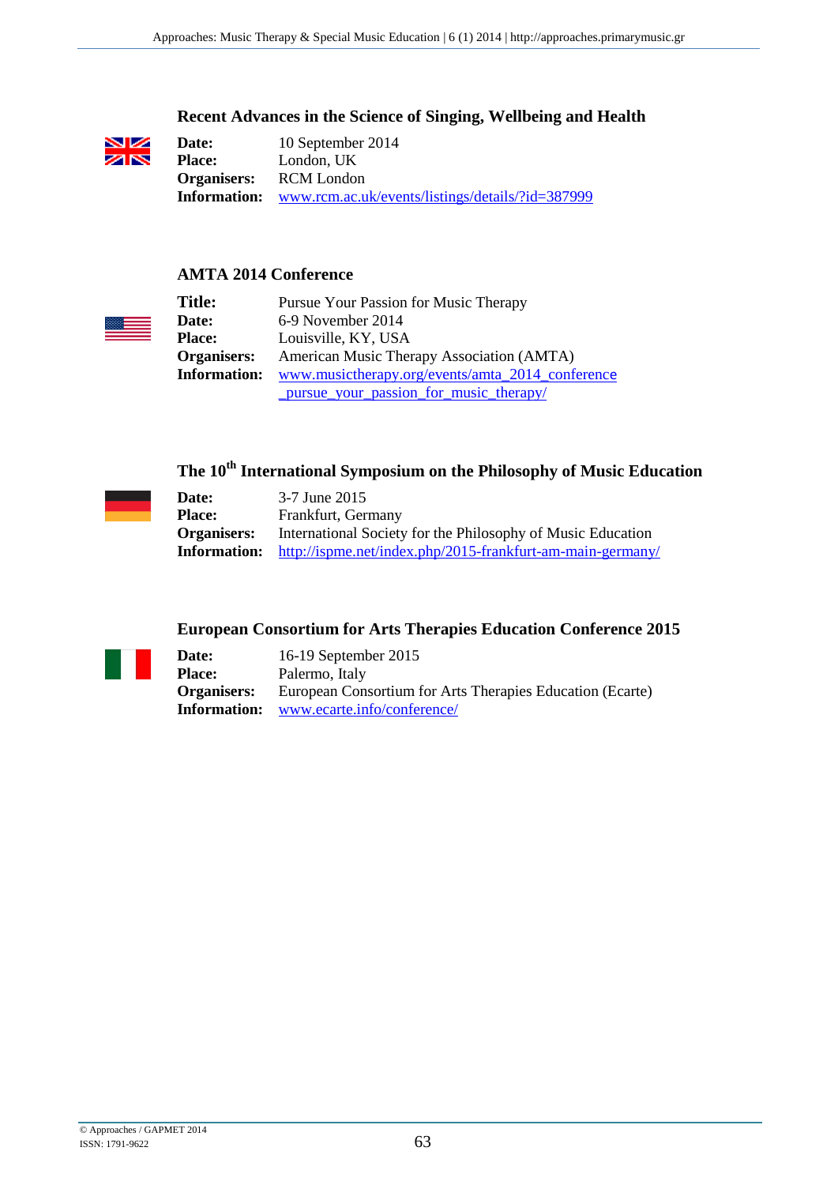### Recent Advances in the Science of Singing, Wellbeing and Health

**Date:** 10 September 2014
**Place:** London, UK
**Organisers:** RCM London
**Information:** www.rcm.ac.uk/events/listings/details/?id=387999

### AMTA 2014 Conference

**Title:** Pursue Your Passion for Music Therapy
**Date:** 6-9 November 2014
**Place:** Louisville, KY, USA
**Organisers:** American Music Therapy Association (AMTA)
**Information:** www.musictherapy.org/events/amta_2014_conference_pursue_your_passion_for_music_therapy/

### The 10th International Symposium on the Philosophy of Music Education

**Date:** 3-7 June 2015
**Place:** Frankfurt, Germany
**Organisers:** International Society for the Philosophy of Music Education
**Information:** http://ispme.net/index.php/2015-frankfurt-am-main-germany/

### European Consortium for Arts Therapies Education Conference 2015

**Date:** 16-19 September 2015
**Place:** Palermo, Italy
**Organisers:** European Consortium for Arts Therapies Education (Ecarte)
**Information:** www.ecarte.info/conference/